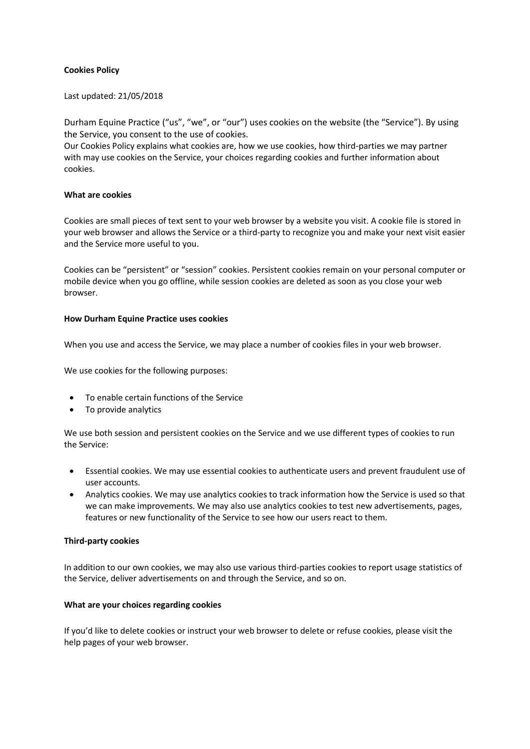# Cookies Policy

Last updated: 21/05/2018

Durham Equine Practice ("us", "we", or "our") uses cookies on the website (the "Service"). By using the Service, you consent to the use of cookies.
Our Cookies Policy explains what cookies are, how we use cookies, how third-parties we may partner with may use cookies on the Service, your choices regarding cookies and further information about cookies.

## What are cookies

Cookies are small pieces of text sent to your web browser by a website you visit. A cookie file is stored in your web browser and allows the Service or a third-party to recognize you and make your next visit easier and the Service more useful to you.

Cookies can be "persistent" or "session" cookies. Persistent cookies remain on your personal computer or mobile device when you go offline, while session cookies are deleted as soon as you close your web browser.

## How Durham Equine Practice uses cookies

When you use and access the Service, we may place a number of cookies files in your web browser.

We use cookies for the following purposes:

- To enable certain functions of the Service
- To provide analytics

We use both session and persistent cookies on the Service and we use different types of cookies to run the Service:

- Essential cookies. We may use essential cookies to authenticate users and prevent fraudulent use of user accounts.
- Analytics cookies. We may use analytics cookies to track information how the Service is used so that we can make improvements. We may also use analytics cookies to test new advertisements, pages, features or new functionality of the Service to see how our users react to them.

## Third-party cookies

In addition to our own cookies, we may also use various third-parties cookies to report usage statistics of the Service, deliver advertisements on and through the Service, and so on.

## What are your choices regarding cookies

If you'd like to delete cookies or instruct your web browser to delete or refuse cookies, please visit the help pages of your web browser.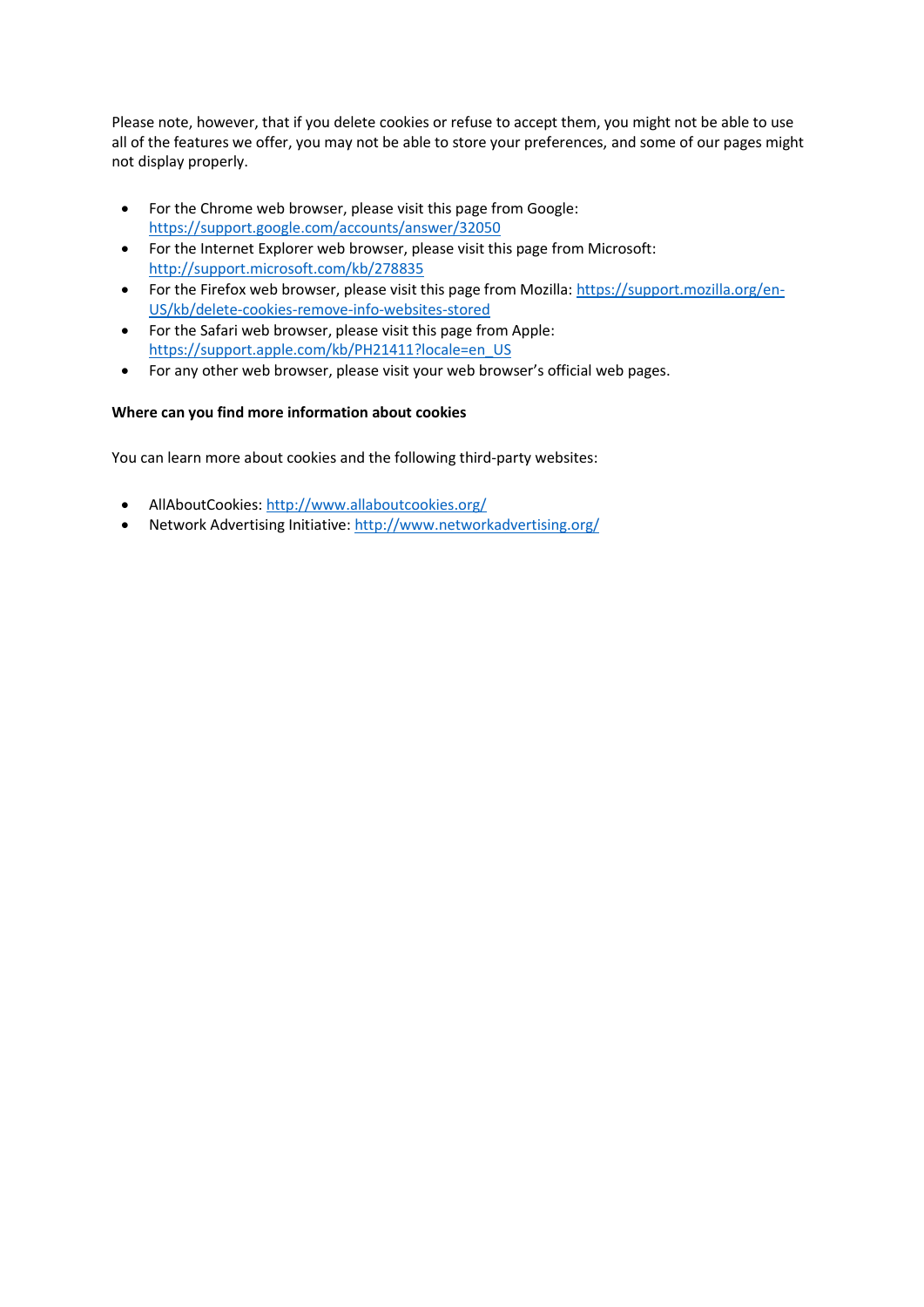Please note, however, that if you delete cookies or refuse to accept them, you might not be able to use all of the features we offer, you may not be able to store your preferences, and some of our pages might not display properly.

- For the Chrome web browser, please visit this page from Google: https://support.google.com/accounts/answer/32050
- For the Internet Explorer web browser, please visit this page from Microsoft: http://support.microsoft.com/kb/278835
- For the Firefox web browser, please visit this page from Mozilla: https://support.mozilla.org/en-US/kb/delete-cookies-remove-info-websites-stored
- For the Safari web browser, please visit this page from Apple: https://support.apple.com/kb/PH21411?locale=en_US
- For any other web browser, please visit your web browser's official web pages.

**Where can you find more information about cookies**

You can learn more about cookies and the following third-party websites:

- AllAboutCookies: http://www.allaboutcookies.org/
- Network Advertising Initiative: http://www.networkadvertising.org/